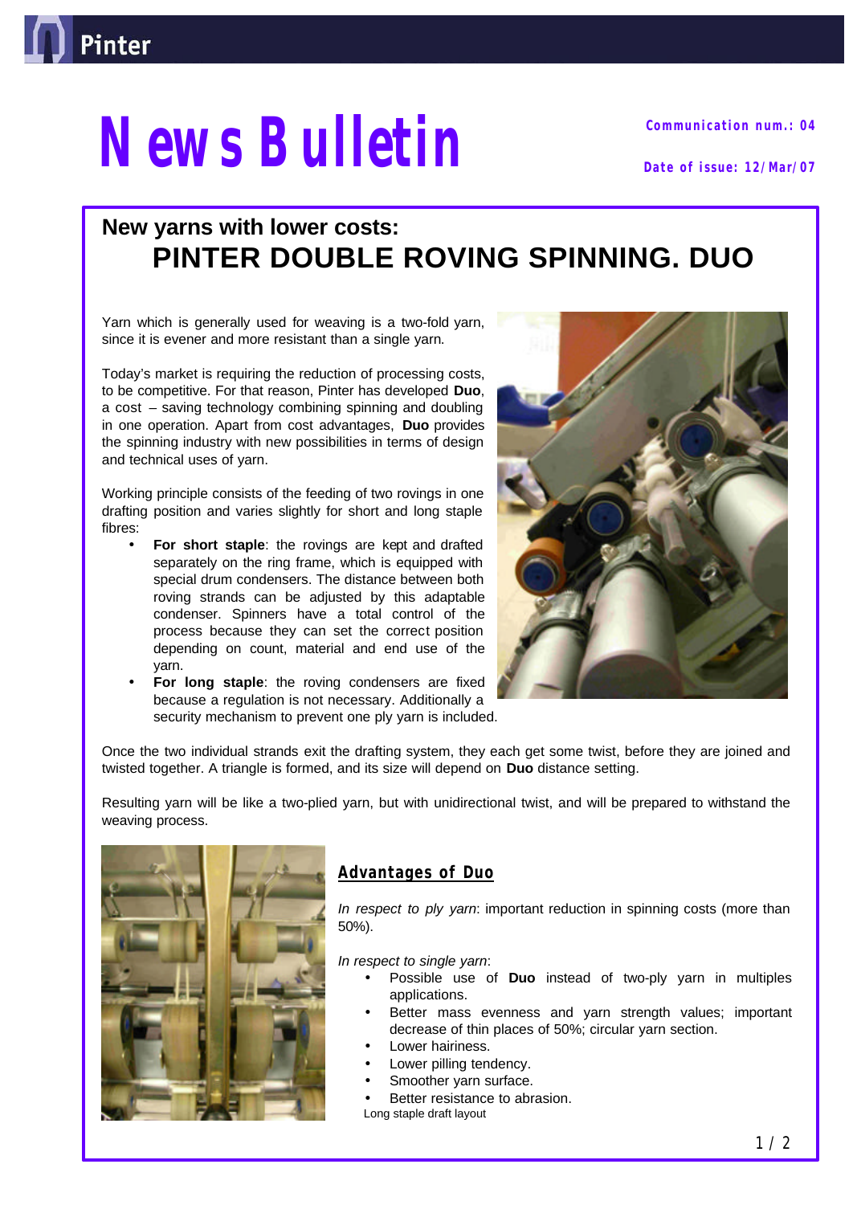# News Bulletin

**Communication num.: 04**

**Date of issue: 12/Mar/07**

## New yarns with lower costs:
## PINTER DOUBLE ROVING SPINNING. DUO

Yarn which is generally used for weaving is a two-fold yarn, since it is evener and more resistant than a single yarn.

Today's market is requiring the reduction of processing costs, to be competitive. For that reason, Pinter has developed **Duo**, a cost – saving technology combining spinning and doubling in one operation. Apart from cost advantages, **Duo** provides the spinning industry with new possibilities in terms of design and technical uses of yarn.

Working principle consists of the feeding of two rovings in one drafting position and varies slightly for short and long staple fibres:

- **For short staple**: the rovings are kept and drafted separately on the ring frame, which is equipped with special drum condensers. The distance between both roving strands can be adjusted by this adaptable condenser. Spinners have a total control of the process because they can set the correct position depending on count, material and end use of the yarn.
- **For long staple**: the roving condensers are fixed because a regulation is not necessary. Additionally a security mechanism to prevent one ply yarn is included.

Once the two individual strands exit the drafting system, they each get some twist, before they are joined and twisted together. A triangle is formed, and its size will depend on **Duo** distance setting.

Resulting yarn will be like a two-plied yarn, but with unidirectional twist, and will be prepared to withstand the weaving process.

### Advantages of Duo

*In respect to ply yarn*: important reduction in spinning costs (more than 50%).

*In respect to single yarn*:

- Possible use of **Duo** instead of two-ply yarn in multiples applications.
- Better mass evenness and yarn strength values; important decrease of thin places of 50%; circular yarn section.
- Lower hairiness.
- Lower pilling tendency.
- Smoother yarn surface.
- Better resistance to abrasion.

Long staple draft layout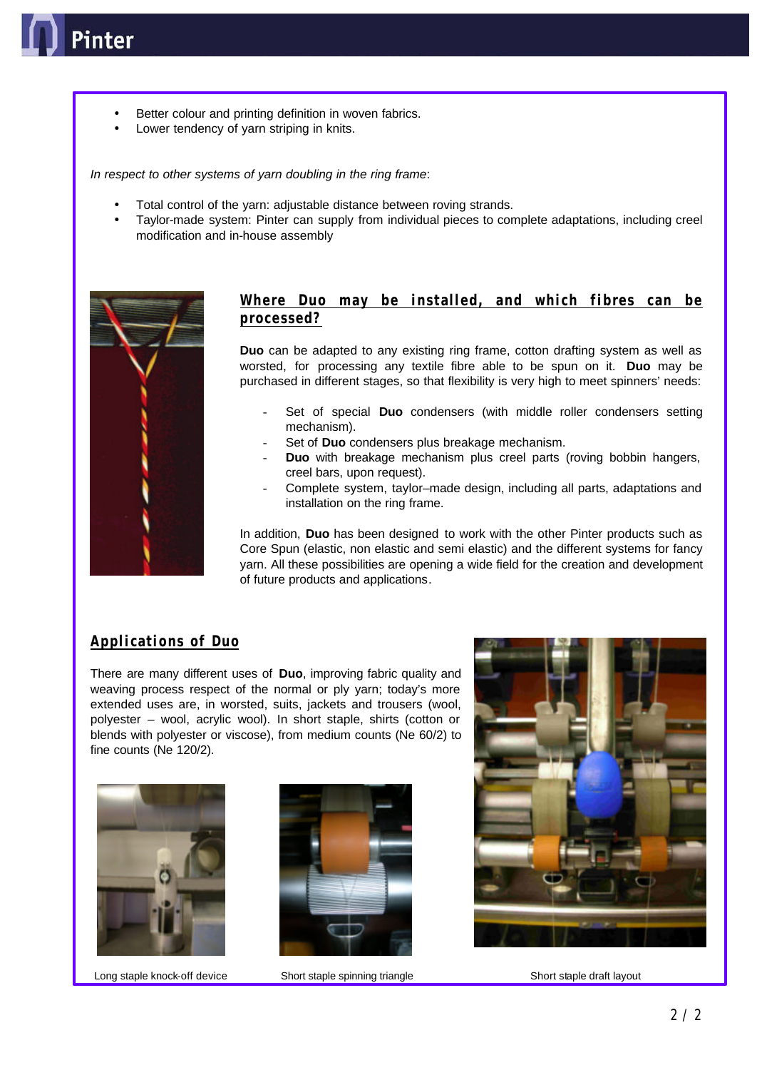- Better colour and printing definition in woven fabrics.
- Lower tendency of yarn striping in knits.

*In respect to other systems of yarn doubling in the ring frame*:

- Total control of the yarn: adjustable distance between roving strands.
- Taylor-made system: Pinter can supply from individual pieces to complete adaptations, including creel modification and in-house assembly

## Where Duo may be installed, and which fibres can be processed?

**Duo** can be adapted to any existing ring frame, cotton drafting system as well as worsted, for processing any textile fibre able to be spun on it. **Duo** may be purchased in different stages, so that flexibility is very high to meet spinners' needs:

- Set of special **Duo** condensers (with middle roller condensers setting mechanism).
- Set of **Duo** condensers plus breakage mechanism.
- **Duo** with breakage mechanism plus creel parts (roving bobbin hangers, creel bars, upon request).
- Complete system, taylor–made design, including all parts, adaptations and installation on the ring frame.

In addition, **Duo** has been designed to work with the other Pinter products such as Core Spun (elastic, non elastic and semi elastic) and the different systems for fancy yarn. All these possibilities are opening a wide field for the creation and development of future products and applications.

## Applications of Duo

There are many different uses of **Duo**, improving fabric quality and weaving process respect of the normal or ply yarn; today's more extended uses are, in worsted, suits, jackets and trousers (wool, polyester – wool, acrylic wool). In short staple, shirts (cotton or blends with polyester or viscose), from medium counts (Ne 60/2) to fine counts (Ne 120/2).

Long staple knock-off device

Short staple spinning triangle

Short staple draft layout